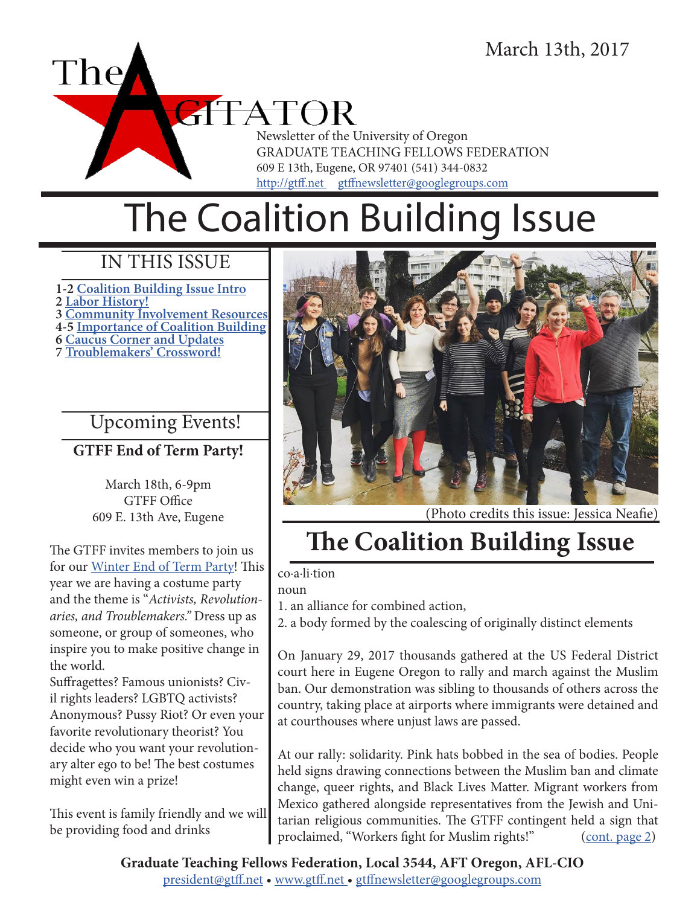March 13th, 2017

# The AGITATOR

Newsletter of the University of Oregon
GRADUATE TEACHING FELLOWS FEDERATION
609 E 13th, Eugene, OR 97401 (541) 344-0832
http://gtff.net gtffnewsletter@googlegroups.com

# The Coalition Building Issue

## IN THIS ISSUE

**1-2** Coalition Building Issue Intro
**2** Labor History!
**3** Community Involvement Resources
**4-5** Importance of Coalition Building
**6** Caucus Corner and Updates
**7** Troublemakers' Crossword!

## Upcoming Events!

### GTFF End of Term Party!

March 18th, 6-9pm
GTFF Office
609 E. 13th Ave, Eugene

The GTFF invites members to join us for our Winter End of Term Party! This year we are having a costume party and the theme is "*Activists, Revolutionaries, and Troublemakers.*" Dress up as someone, or group of someones, who inspire you to make positive change in the world.
Suffragettes? Famous unionists? Civil rights leaders? LGBTQ activists? Anonymous? Pussy Riot? Or even your favorite revolutionary theorist? You decide who you want your revolutionary alter ego to be! The best costumes might even win a prize!

This event is family friendly and we will be providing food and drinks

(Photo credits this issue: Jessica Neafie)

## The Coalition Building Issue

co·a·li·tion
noun
1. an alliance for combined action,
2. a body formed by the coalescing of originally distinct elements

On January 29, 2017 thousands gathered at the US Federal District court here in Eugene Oregon to rally and march against the Muslim ban. Our demonstration was sibling to thousands of others across the country, taking place at airports where immigrants were detained and at courthouses where unjust laws are passed.

At our rally: solidarity. Pink hats bobbed in the sea of bodies. People held signs drawing connections between the Muslim ban and climate change, queer rights, and Black Lives Matter. Migrant workers from Mexico gathered alongside representatives from the Jewish and Unitarian religious communities. The GTFF contingent held a sign that proclaimed, "Workers fight for Muslim rights!" (cont. page 2)

**Graduate Teaching Fellows Federation, Local 3544, AFT Oregon, AFL-CIO**
president@gtff.net • www.gtff.net • gtffnewsletter@googlegroups.com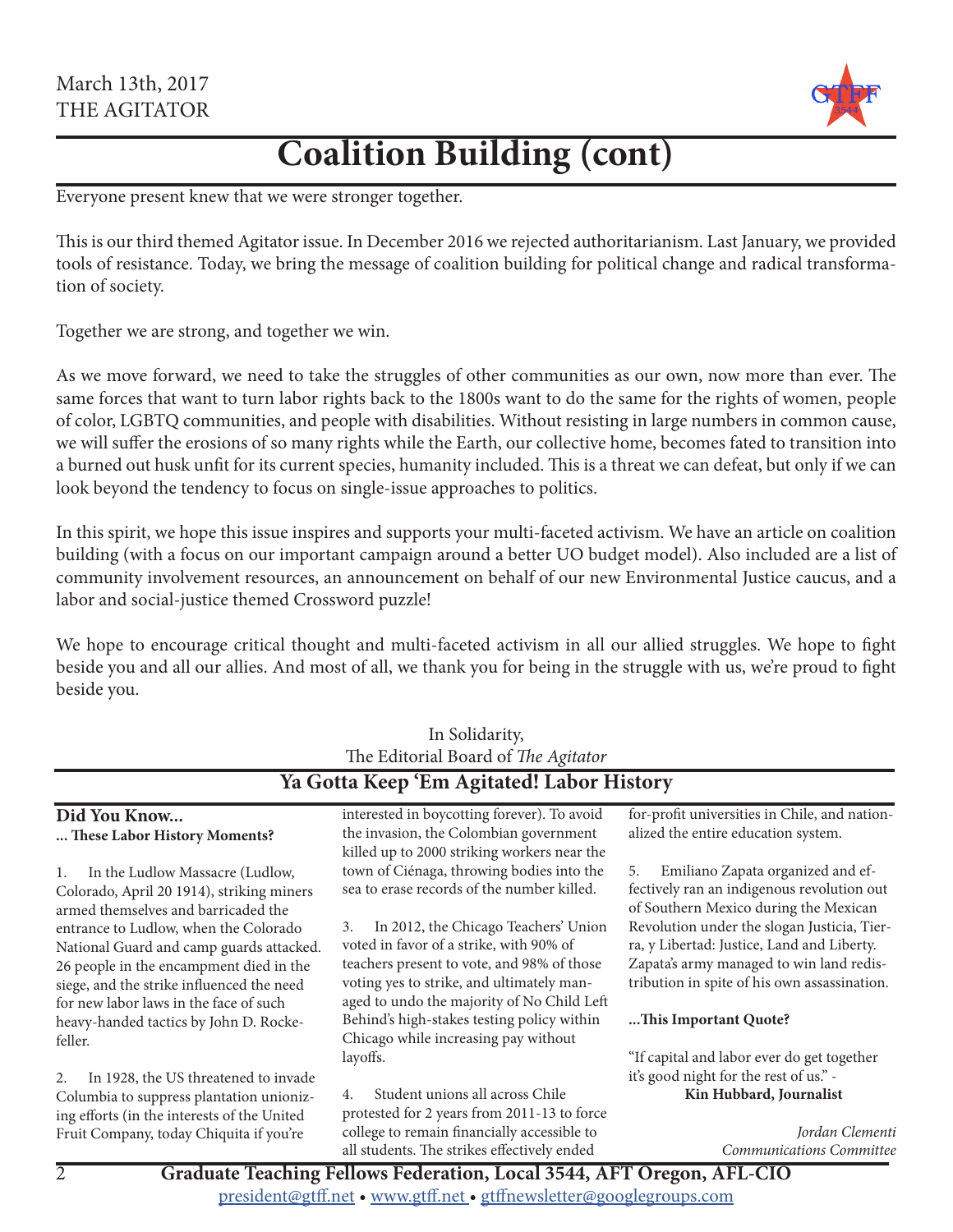# Coalition Building (cont)

Everyone present knew that we were stronger together.

This is our third themed Agitator issue. In December 2016 we rejected authoritarianism. Last January, we provided tools of resistance. Today, we bring the message of coalition building for political change and radical transformation of society.

Together we are strong, and together we win.

As we move forward, we need to take the struggles of other communities as our own, now more than ever. The same forces that want to turn labor rights back to the 1800s want to do the same for the rights of women, people of color, LGBTQ communities, and people with disabilities. Without resisting in large numbers in common cause, we will suffer the erosions of so many rights while the Earth, our collective home, becomes fated to transition into a burned out husk unfit for its current species, humanity included. This is a threat we can defeat, but only if we can look beyond the tendency to focus on single-issue approaches to politics.

In this spirit, we hope this issue inspires and supports your multi-faceted activism. We have an article on coalition building (with a focus on our important campaign around a better UO budget model). Also included are a list of community involvement resources, an announcement on behalf of our new Environmental Justice caucus, and a labor and social-justice themed Crossword puzzle!

We hope to encourage critical thought and multi-faceted activism in all our allied struggles. We hope to fight beside you and all our allies. And most of all, we thank you for being in the struggle with us, we're proud to fight beside you.

In Solidarity,
The Editorial Board of *The Agitator*

## Ya Gotta Keep 'Em Agitated! Labor History

**Did You Know...**
**... These Labor History Moments?**

1. In the Ludlow Massacre (Ludlow, Colorado, April 20 1914), striking miners armed themselves and barricaded the entrance to Ludlow, when the Colorado National Guard and camp guards attacked. 26 people in the encampment died in the siege, and the strike influenced the need for new labor laws in the face of such heavy-handed tactics by John D. Rockefeller.

2. In 1928, the US threatened to invade Columbia to suppress plantation unionizing efforts (in the interests of the United Fruit Company, today Chiquita if you're interested in boycotting forever). To avoid the invasion, the Colombian government killed up to 2000 striking workers near the town of Ciénaga, throwing bodies into the sea to erase records of the number killed.

3. In 2012, the Chicago Teachers' Union voted in favor of a strike, with 90% of teachers present to vote, and 98% of those voting yes to strike, and ultimately managed to undo the majority of No Child Left Behind's high-stakes testing policy within Chicago while increasing pay without layoffs.

4. Student unions all across Chile protested for 2 years from 2011-13 to force college to remain financially accessible to all students. The strikes effectively ended for-profit universities in Chile, and nationalized the entire education system.

5. Emiliano Zapata organized and effectively ran an indigenous revolution out of Southern Mexico during the Mexican Revolution under the slogan Justicia, Tierra, y Libertad: Justice, Land and Liberty. Zapata's army managed to win land redistribution in spite of his own assassination.

**...This Important Quote?**

"If capital and labor ever do get together it's good night for the rest of us." -
**Kin Hubbard, Journalist**

*Jordan Clementi*
*Communications Committee*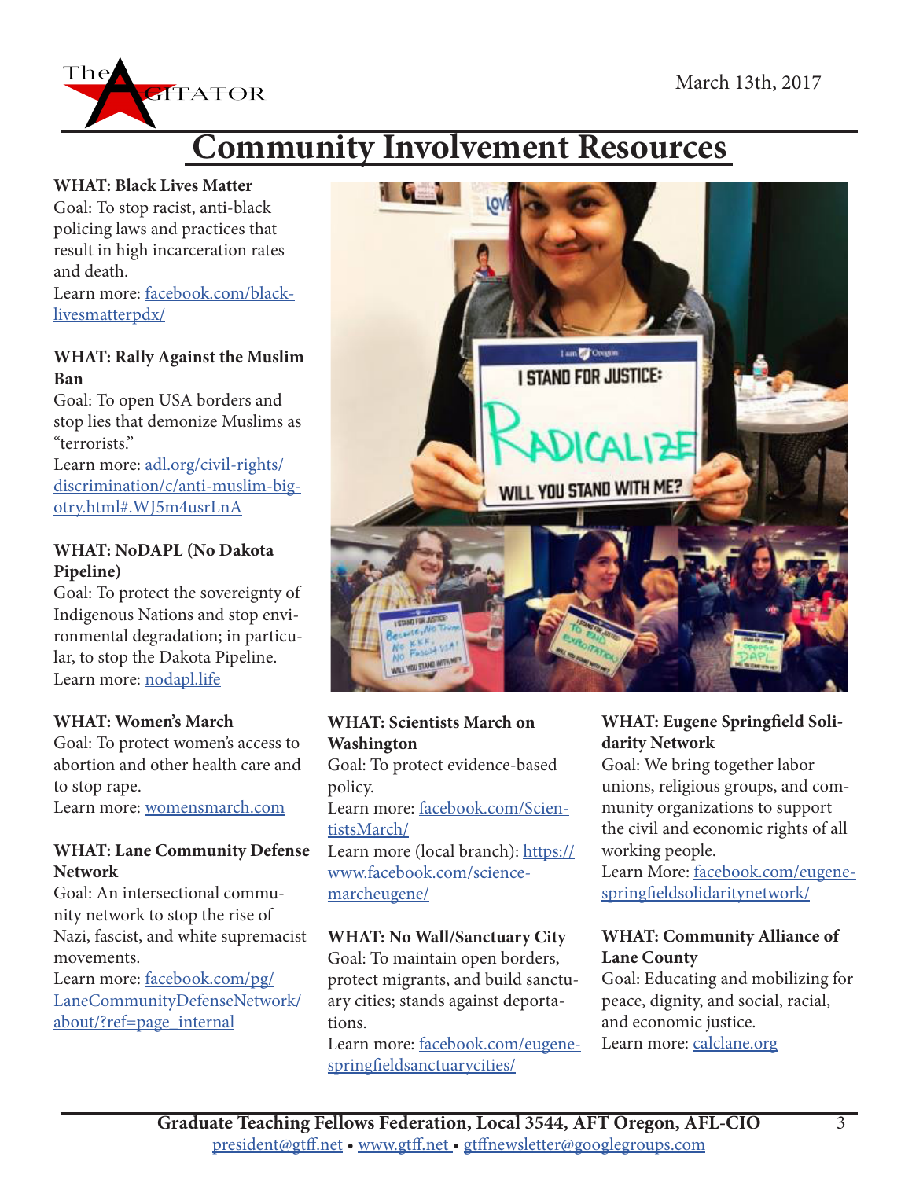# Community Involvement Resources

**WHAT: Black Lives Matter**
Goal: To stop racist, anti-black policing laws and practices that result in high incarceration rates and death.
Learn more: facebook.com/blacklivesmatterpdx/

**WHAT: Rally Against the Muslim Ban**
Goal: To open USA borders and stop lies that demonize Muslims as "terrorists."
Learn more: adl.org/civil-rights/discrimination/c/anti-muslim-bigotry.html#.WJ5m4usrLnA

**WHAT: NoDAPL (No Dakota Pipeline)**
Goal: To protect the sovereignty of Indigenous Nations and stop environmental degradation; in particular, to stop the Dakota Pipeline.
Learn more: nodapl.life

**WHAT: Women's March**
Goal: To protect women's access to abortion and other health care and to stop rape.
Learn more: womensmarch.com

**WHAT: Lane Community Defense Network**
Goal: An intersectional community network to stop the rise of Nazi, fascist, and white supremacist movements.
Learn more: facebook.com/pg/LaneCommunityDefenseNetwork/about/?ref=page_internal

**WHAT: Scientists March on Washington**
Goal: To protect evidence-based policy.
Learn more: facebook.com/ScientistsMarch/
Learn more (local branch): https://www.facebook.com/sciencemarcheugene/

**WHAT: No Wall/Sanctuary City**
Goal: To maintain open borders, protect migrants, and build sanctuary cities; stands against deportations.
Learn more: facebook.com/eugenespringfieldsanctuarycities/

**WHAT: Eugene Springfield Solidarity Network**
Goal: We bring together labor unions, religious groups, and community organizations to support the civil and economic rights of all working people.
Learn More: facebook.com/eugenespringfieldsolidaritynetwork/

**WHAT: Community Alliance of Lane County**
Goal: Educating and mobilizing for peace, dignity, and social, racial, and economic justice.
Learn more: calclane.org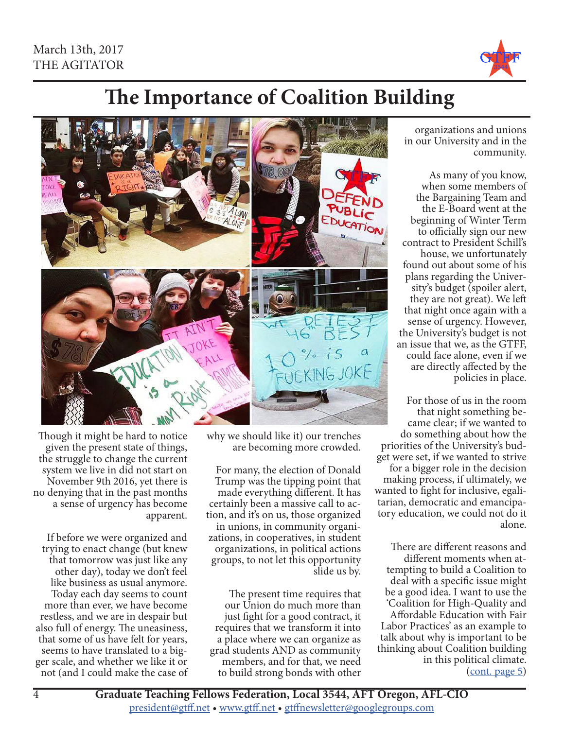# The Importance of Coalition Building

Though it might be hard to notice given the present state of things, the struggle to change the current system we live in did not start on November 9th 2016, yet there is no denying that in the past months a sense of urgency has become apparent.

If before we were organized and trying to enact change (but knew that tomorrow was just like any other day), today we don't feel like business as usual anymore. Today each day seems to count more than ever, we have become restless, and we are in despair but also full of energy. The uneasiness, that some of us have felt for years, seems to have translated to a bigger scale, and whether we like it or not (and I could make the case of why we should like it) our trenches are becoming more crowded.

For many, the election of Donald Trump was the tipping point that made everything different. It has certainly been a massive call to action, and it's on us, those organized in unions, in community organizations, in cooperatives, in student organizations, in political actions groups, to not let this opportunity slide us by.

The present time requires that our Union do much more than just fight for a good contract, it requires that we transform it into a place where we can organize as grad students AND as community members, and for that, we need to build strong bonds with other organizations and unions in our University and in the community.

As many of you know, when some members of the Bargaining Team and the E-Board went at the beginning of Winter Term to officially sign our new contract to President Schill's house, we unfortunately found out about some of his plans regarding the University's budget (spoiler alert, they are not great). We left that night once again with a sense of urgency. However, the University's budget is not an issue that we, as the GTFF, could face alone, even if we are directly affected by the policies in place.

For those of us in the room that night something became clear; if we wanted to do something about how the priorities of the University's budget were set, if we wanted to strive for a bigger role in the decision making process, if ultimately, we wanted to fight for inclusive, egalitarian, democratic and emancipatory education, we could not do it alone.

There are different reasons and different moments when attempting to build a Coalition to deal with a specific issue might be a good idea. I want to use the 'Coalition for High-Quality and Affordable Education with Fair Labor Practices' as an example to talk about why is important to be thinking about Coalition building in this political climate.

(cont. page 5)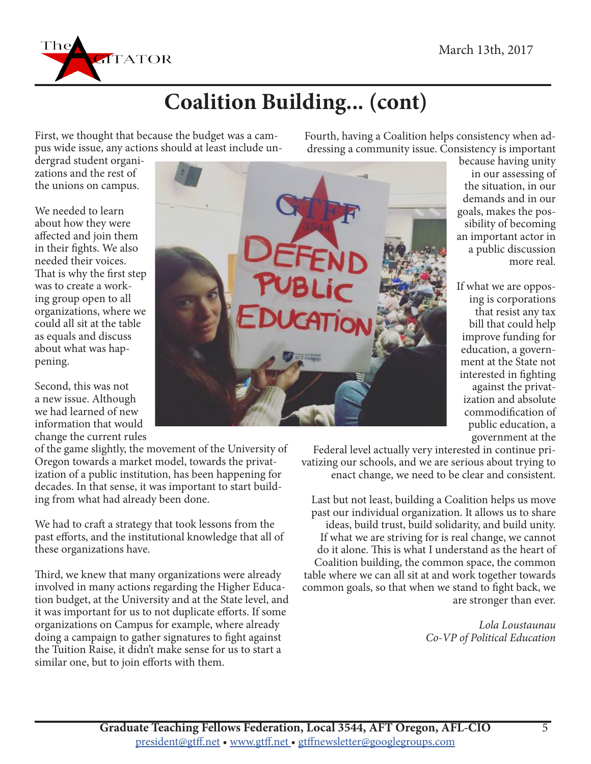# Coalition Building... (cont)

First, we thought that because the budget was a campus wide issue, any actions should at least include undergrad student organizations and the rest of the unions on campus.

We needed to learn about how they were affected and join them in their fights. We also needed their voices. That is why the first step was to create a working group open to all organizations, where we could all sit at the table as equals and discuss about what was happening.

Second, this was not a new issue. Although we had learned of new information that would change the current rules of the game slightly, the movement of the University of Oregon towards a market model, towards the privatization of a public institution, has been happening for decades. In that sense, it was important to start building from what had already been done.

We had to craft a strategy that took lessons from the past efforts, and the institutional knowledge that all of these organizations have.

Third, we knew that many organizations were already involved in many actions regarding the Higher Education budget, at the University and at the State level, and it was important for us to not duplicate efforts. If some organizations on Campus for example, where already doing a campaign to gather signatures to fight against the Tuition Raise, it didn't make sense for us to start a similar one, but to join efforts with them.

Fourth, having a Coalition helps consistency when addressing a community issue. Consistency is important because having unity in our assessing of the situation, in our demands and in our goals, makes the possibility of becoming an important actor in a public discussion more real.

If what we are opposing is corporations that resist any tax bill that could help improve funding for education, a government at the State not interested in fighting against the privatization and absolute commodification of public education, a government at the Federal level actually very interested in continue privatizing our schools, and we are serious about trying to enact change, we need to be clear and consistent.

Last but not least, building a Coalition helps us move past our individual organization. It allows us to share ideas, build trust, build solidarity, and build unity. If what we are striving for is real change, we cannot do it alone. This is what I understand as the heart of Coalition building, the common space, the common table where we can all sit at and work together towards common goals, so that when we stand to fight back, we are stronger than ever.

*Lola Loustaunau*
*Co-VP of Political Education*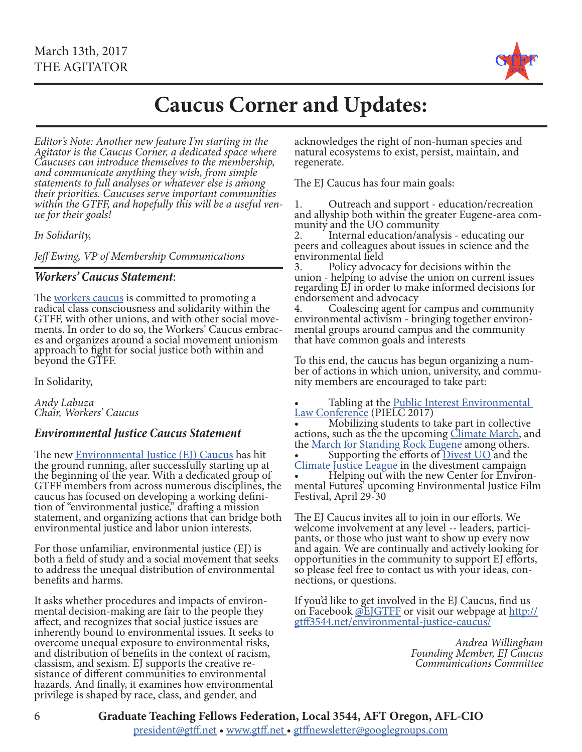# Caucus Corner and Updates:

*Editor's Note: Another new feature I'm starting in the Agitator is the Caucus Corner, a dedicated space where Caucuses can introduce themselves to the membership, and communicate anything they wish, from simple statements to full analyses or whatever else is among their priorities. Caucuses serve important communities within the GTFF, and hopefully this will be a useful venue for their goals!*

*In Solidarity,*

*Jeff Ewing, VP of Membership Communications*

## ***Workers' Caucus Statement***:

The workers caucus is committed to promoting a radical class consciousness and solidarity within the GTFF, with other unions, and with other social movements. In order to do so, the Workers' Caucus embraces and organizes around a social movement unionism approach to fight for social justice both within and beyond the GTFF.

In Solidarity,

*Andy Labuza*
*Chair, Workers' Caucus*

## ***Environmental Justice Caucus Statement***

The new Environmental Justice (EJ) Caucus has hit the ground running, after successfully starting up at the beginning of the year. With a dedicated group of GTFF members from across numerous disciplines, the caucus has focused on developing a working definition of "environmental justice," drafting a mission statement, and organizing actions that can bridge both environmental justice and labor union interests.

For those unfamiliar, environmental justice (EJ) is both a field of study and a social movement that seeks to address the unequal distribution of environmental benefits and harms.

It asks whether procedures and impacts of environmental decision-making are fair to the people they affect, and recognizes that social justice issues are inherently bound to environmental issues. It seeks to overcome unequal exposure to environmental risks, and distribution of benefits in the context of racism, classism, and sexism. EJ supports the creative resistance of different communities to environmental hazards. And finally, it examines how environmental privilege is shaped by race, class, and gender, and acknowledges the right of non-human species and natural ecosystems to exist, persist, maintain, and regenerate.

The EJ Caucus has four main goals:

1. Outreach and support - education/recreation and allyship both within the greater Eugene-area community and the UO community
2. Internal education/analysis - educating our peers and colleagues about issues in science and the environmental field
3. Policy advocacy for decisions within the union - helping to advise the union on current issues regarding EJ in order to make informed decisions for endorsement and advocacy
4. Coalescing agent for campus and community environmental activism - bringing together environmental groups around campus and the community that have common goals and interests

To this end, the caucus has begun organizing a number of actions in which union, university, and community members are encouraged to take part:

- Tabling at the Public Interest Environmental Law Conference (PIELC 2017)
- Mobilizing students to take part in collective actions, such as the the upcoming Climate March, and the March for Standing Rock Eugene among others.
- Supporting the efforts of Divest UO and the Climate Justice League in the divestment campaign
- Helping out with the new Center for Environmental Futures' upcoming Environmental Justice Film Festival, April 29-30

The EJ Caucus invites all to join in our efforts. We welcome involvement at any level -- leaders, participants, or those who just want to show up every now and again. We are continually and actively looking for opportunities in the community to support EJ efforts, so please feel free to contact us with your ideas, connections, or questions.

If you'd like to get involved in the EJ Caucus, find us on Facebook @EJGTFF or visit our webpage at http://gtff3544.net/environmental-justice-caucus/

*Andrea Willingham*
*Founding Member, EJ Caucus*
*Communications Committee*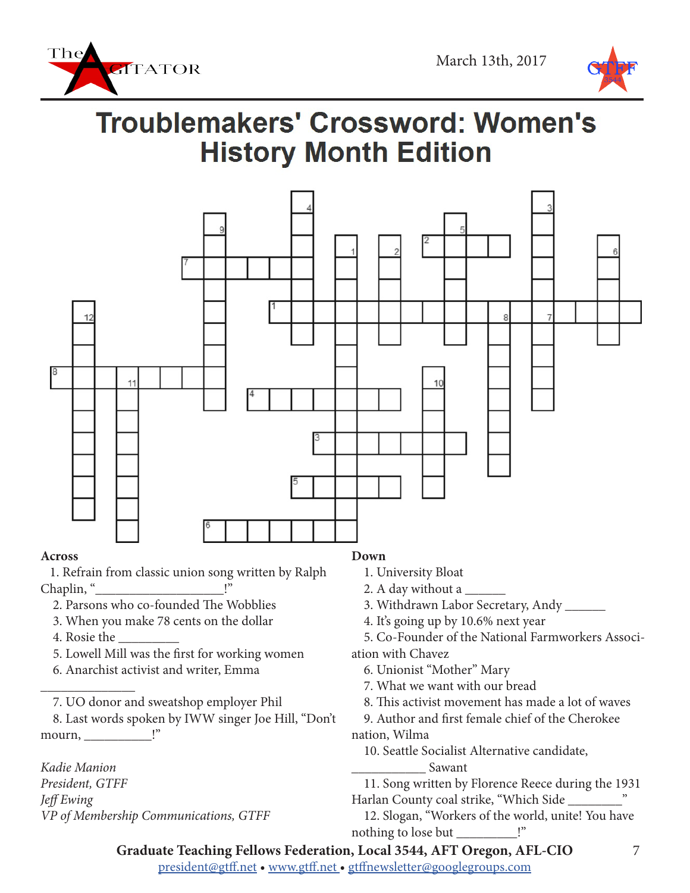# Troublemakers' Crossword: Women's History Month Edition

**Across**

1. Refrain from classic union song written by Ralph Chaplin, "____________________!"
2. Parsons who co-founded The Wobblies
3. When you make 78 cents on the dollar
4. Rosie the __________
5. Lowell Mill was the first for working women
6. Anarchist activist and writer, Emma _______________
7. UO donor and sweatshop employer Phil
8. Last words spoken by IWW singer Joe Hill, "Don't mourn, __________!"

*Kadie Manion*
*President, GTFF*
*Jeff Ewing*
*VP of Membership Communications, GTFF*

**Down**

1. University Bloat
2. A day without a ______
3. Withdrawn Labor Secretary, Andy ______
4. It's going up by 10.6% next year
5. Co-Founder of the National Farmworkers Association with Chavez
6. Unionist "Mother" Mary
7. What we want with our bread
8. This activist movement has made a lot of waves
9. Author and first female chief of the Cherokee nation, Wilma
10. Seattle Socialist Alternative candidate, ____________ Sawant
11. Song written by Florence Reece during the 1931 Harlan County coal strike, "Which Side ________"
12. Slogan, "Workers of the world, unite! You have nothing to lose but _________!"

**Graduate Teaching Fellows Federation, Local 3544, AFT Oregon, AFL-CIO**
president@gtff.net • www.gtff.net • gtffnewsletter@googlegroups.com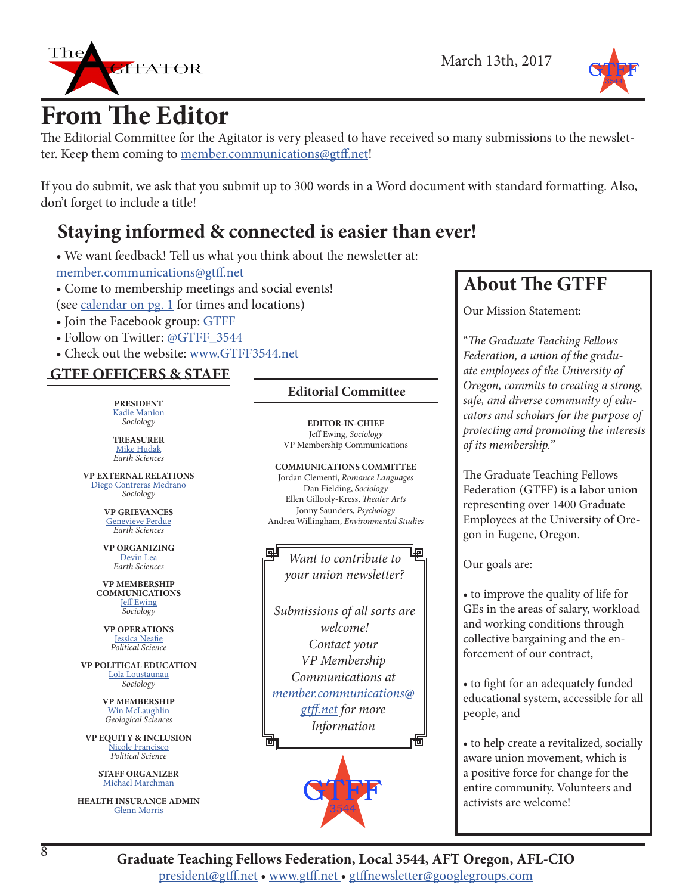March 13th, 2017

# From The Editor

The Editorial Committee for the Agitator is very pleased to have received so many submissions to the newsletter. Keep them coming to member.communications@gtff.net!

If you do submit, we ask that you submit up to 300 words in a Word document with standard formatting. Also, don't forget to include a title!

## Staying informed & connected is easier than ever!

- We want feedback! Tell us what you think about the newsletter at: member.communications@gtff.net
- Come to membership meetings and social events! (see calendar on pg. 1 for times and locations)
- Join the Facebook group: GTFF
- Follow on Twitter: @GTFF_3544
- Check out the website: www.GTFF3544.net

## GTFF OFFICERS & STAFF

**PRESIDENT**
Kadie Manion
*Sociology*

**TREASURER**
Mike Hudak
*Earth Sciences*

**VP EXTERNAL RELATIONS**
Diego Contreras Medrano
*Sociology*

**VP GRIEVANCES**
Genevieve Perdue
*Earth Sciences*

**VP ORGANIZING**
Devin Lea
*Earth Sciences*

**VP MEMBERSHIP COMMUNICATIONS**
Jeff Ewing
*Sociology*

**VP OPERATIONS**
Jessica Neafie
*Political Science*

**VP POLITICAL EDUCATION**
Lola Loustaunau
*Sociology*

**VP MEMBERSHIP**
Win McLaughlin
*Geological Sciences*

**VP EQUITY & INCLUSION**
Nicole Francisco
*Political Science*

**STAFF ORGANIZER**
Michael Marchman

**HEALTH INSURANCE ADMIN**
Glenn Morris

## Editorial Committee

**EDITOR-IN-CHIEF**
Jeff Ewing, *Sociology*
VP Membership Communications

**COMMUNICATIONS COMMITTEE**
Jordan Clementi, *Romance Languages*
Dan Fielding, *Sociology*
Ellen Gillooly-Kress, *Theater Arts*
Jonny Saunders, *Psychology*
Andrea Willingham, *Environmental Studies*

*Want to contribute to your union newsletter?*

*Submissions of all sorts are welcome! Contact your VP Membership Communications at member.communications@gtff.net for more Information*

## About The GTFF

Our Mission Statement:

"*The Graduate Teaching Fellows Federation, a union of the graduate employees of the University of Oregon, commits to creating a strong, safe, and diverse community of educators and scholars for the purpose of protecting and promoting the interests of its membership.*"

The Graduate Teaching Fellows Federation (GTFF) is a labor union representing over 1400 Graduate Employees at the University of Oregon in Eugene, Oregon.

Our goals are:

- to improve the quality of life for GEs in the areas of salary, workload and working conditions through collective bargaining and the enforcement of our contract,
- to fight for an adequately funded educational system, accessible for all people, and
- to help create a revitalized, socially aware union movement, which is a positive force for change for the entire community. Volunteers and activists are welcome!

**Graduate Teaching Fellows Federation, Local 3544, AFT Oregon, AFL-CIO**
president@gtff.net • www.gtff.net • gtffnewsletter@googlegroups.com